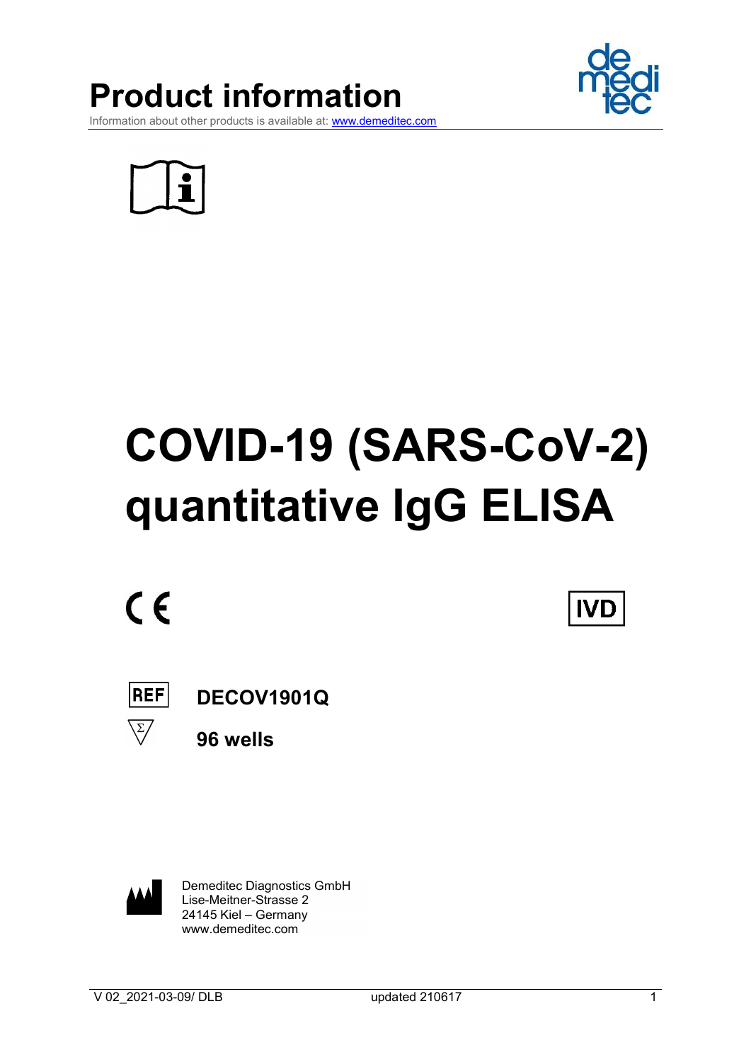# Product information

Information about other products is available at: www.demeditec.com

# COVID-19 (SARS-CoV-2) quantitative IgG ELISA

CE

IVD

REF **DECOV1901Q**

Σ **96 wells**

Demeditec Diagnostics GmbH
Lise-Meitner-Strasse 2
24145 Kiel – Germany
www.demeditec.com

V 02_2021-03-09/ DLB updated 210617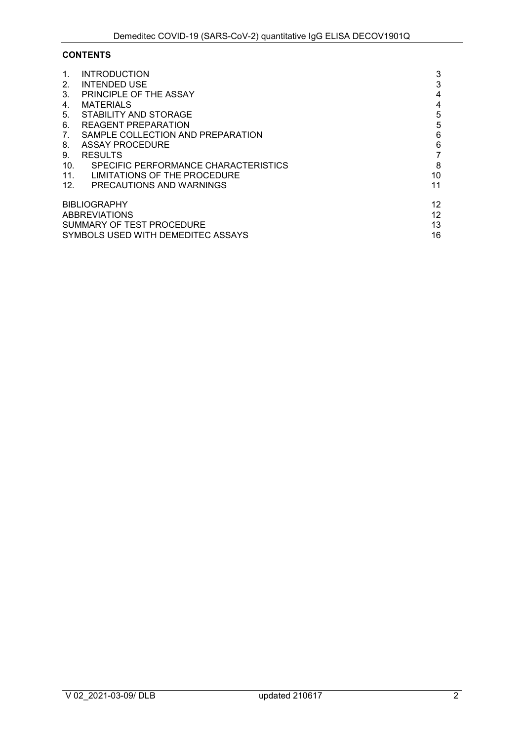**CONTENTS**

| | | |
|---|---|---|
| 1. | INTRODUCTION | 3 |
| 2. | INTENDED USE | 3 |
| 3. | PRINCIPLE OF THE ASSAY | 4 |
| 4. | MATERIALS | 4 |
| 5. | STABILITY AND STORAGE | 5 |
| 6. | REAGENT PREPARATION | 5 |
| 7. | SAMPLE COLLECTION AND PREPARATION | 6 |
| 8. | ASSAY PROCEDURE | 6 |
| 9. | RESULTS | 7 |
| 10. | SPECIFIC PERFORMANCE CHARACTERISTICS | 8 |
| 11. | LIMITATIONS OF THE PROCEDURE | 10 |
| 12. | PRECAUTIONS AND WARNINGS | 11 |
| | BIBLIOGRAPHY | 12 |
| | ABBREVIATIONS | 12 |
| | SUMMARY OF TEST PROCEDURE | 13 |
| | SYMBOLS USED WITH DEMEDITEC ASSAYS | 16 |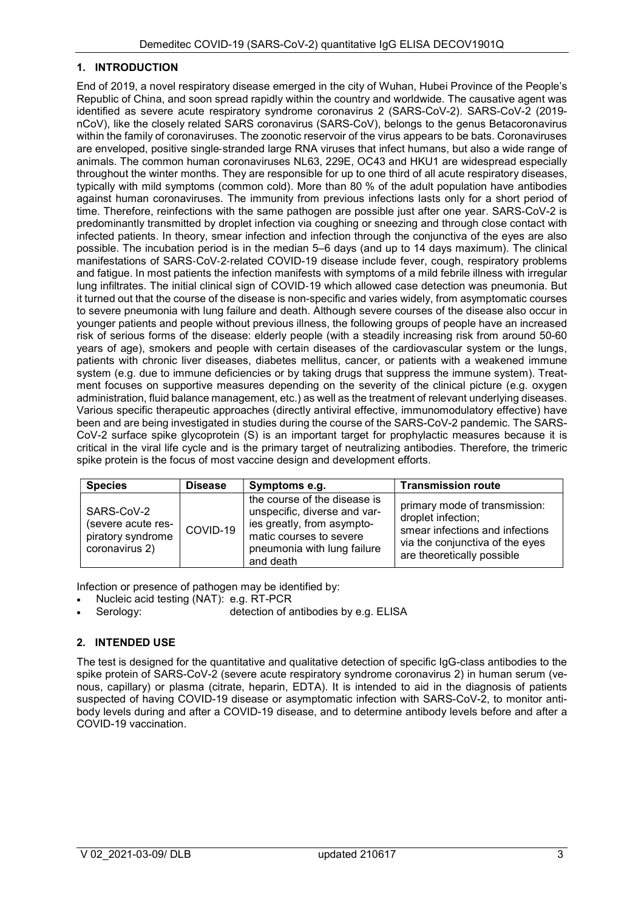## 1. INTRODUCTION

End of 2019, a novel respiratory disease emerged in the city of Wuhan, Hubei Province of the People's Republic of China, and soon spread rapidly within the country and worldwide. The causative agent was identified as severe acute respiratory syndrome coronavirus 2 (SARS-CoV-2). SARS-CoV-2 (2019-nCoV), like the closely related SARS coronavirus (SARS-CoV), belongs to the genus Betacoronavirus within the family of coronaviruses. The zoonotic reservoir of the virus appears to be bats. Coronaviruses are enveloped, positive single-stranded large RNA viruses that infect humans, but also a wide range of animals. The common human coronaviruses NL63, 229E, OC43 and HKU1 are widespread especially throughout the winter months. They are responsible for up to one third of all acute respiratory diseases, typically with mild symptoms (common cold). More than 80 % of the adult population have antibodies against human coronaviruses. The immunity from previous infections lasts only for a short period of time. Therefore, reinfections with the same pathogen are possible just after one year. SARS-CoV-2 is predominantly transmitted by droplet infection via coughing or sneezing and through close contact with infected patients. In theory, smear infection and infection through the conjunctiva of the eyes are also possible. The incubation period is in the median 5–6 days (and up to 14 days maximum). The clinical manifestations of SARS-CoV-2-related COVID-19 disease include fever, cough, respiratory problems and fatigue. In most patients the infection manifests with symptoms of a mild febrile illness with irregular lung infiltrates. The initial clinical sign of COVID-19 which allowed case detection was pneumonia. But it turned out that the course of the disease is non-specific and varies widely, from asymptomatic courses to severe pneumonia with lung failure and death. Although severe courses of the disease also occur in younger patients and people without previous illness, the following groups of people have an increased risk of serious forms of the disease: elderly people (with a steadily increasing risk from around 50-60 years of age), smokers and people with certain diseases of the cardiovascular system or the lungs, patients with chronic liver diseases, diabetes mellitus, cancer, or patients with a weakened immune system (e.g. due to immune deficiencies or by taking drugs that suppress the immune system). Treatment focuses on supportive measures depending on the severity of the clinical picture (e.g. oxygen administration, fluid balance management, etc.) as well as the treatment of relevant underlying diseases. Various specific therapeutic approaches (directly antiviral effective, immunomodulatory effective) have been and are being investigated in studies during the course of the SARS-CoV-2 pandemic. The SARS-CoV-2 surface spike glycoprotein (S) is an important target for prophylactic measures because it is critical in the viral life cycle and is the primary target of neutralizing antibodies. Therefore, the trimeric spike protein is the focus of most vaccine design and development efforts.

| Species | Disease | Symptoms e.g. | Transmission route |
| --- | --- | --- | --- |
| SARS-CoV-2 (severe acute respiratory syndrome coronavirus 2) | COVID-19 | the course of the disease is unspecific, diverse and varies greatly, from asymptomatic courses to severe pneumonia with lung failure and death | primary mode of transmission: droplet infection; smear infections and infections via the conjunctiva of the eyes are theoretically possible |

Infection or presence of pathogen may be identified by:

- Nucleic acid testing (NAT): e.g. RT-PCR
- Serology: detection of antibodies by e.g. ELISA

## 2. INTENDED USE

The test is designed for the quantitative and qualitative detection of specific IgG-class antibodies to the spike protein of SARS-CoV-2 (severe acute respiratory syndrome coronavirus 2) in human serum (venous, capillary) or plasma (citrate, heparin, EDTA). It is intended to aid in the diagnosis of patients suspected of having COVID-19 disease or asymptomatic infection with SARS-CoV-2, to monitor antibody levels during and after a COVID-19 disease, and to determine antibody levels before and after a COVID-19 vaccination.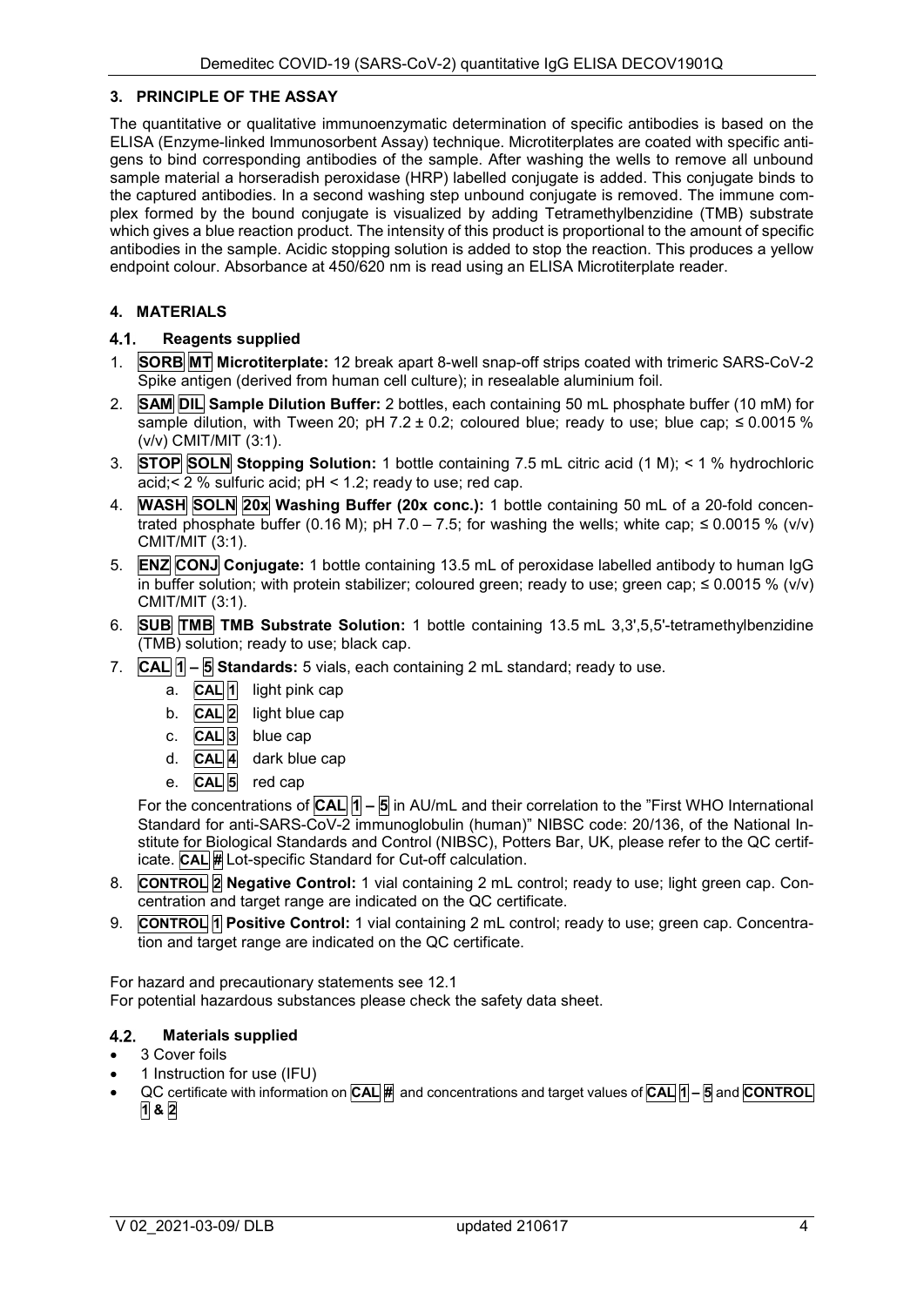## 3. PRINCIPLE OF THE ASSAY

The quantitative or qualitative immunoenzymatic determination of specific antibodies is based on the ELISA (Enzyme-linked Immunosorbent Assay) technique. Microtiterplates are coated with specific antigens to bind corresponding antibodies of the sample. After washing the wells to remove all unbound sample material a horseradish peroxidase (HRP) labelled conjugate is added. This conjugate binds to the captured antibodies. In a second washing step unbound conjugate is removed. The immune complex formed by the bound conjugate is visualized by adding Tetramethylbenzidine (TMB) substrate which gives a blue reaction product. The intensity of this product is proportional to the amount of specific antibodies in the sample. Acidic stopping solution is added to stop the reaction. This produces a yellow endpoint colour. Absorbance at 450/620 nm is read using an ELISA Microtiterplate reader.

## 4. MATERIALS

### 4.1. Reagents supplied

1. **SORB MT Microtiterplate:** 12 break apart 8-well snap-off strips coated with trimeric SARS-CoV-2 Spike antigen (derived from human cell culture); in resealable aluminium foil.
2. **SAM DIL Sample Dilution Buffer:** 2 bottles, each containing 50 mL phosphate buffer (10 mM) for sample dilution, with Tween 20; pH 7.2 ± 0.2; coloured blue; ready to use; blue cap; ≤ 0.0015 % (v/v) CMIT/MIT (3:1).
3. **STOP SOLN Stopping Solution:** 1 bottle containing 7.5 mL citric acid (1 M); < 1 % hydrochloric acid;< 2 % sulfuric acid; pH < 1.2; ready to use; red cap.
4. **WASH SOLN 20x Washing Buffer (20x conc.):** 1 bottle containing 50 mL of a 20-fold concentrated phosphate buffer (0.16 M); pH 7.0 – 7.5; for washing the wells; white cap; ≤ 0.0015 % (v/v) CMIT/MIT (3:1).
5. **ENZ CONJ Conjugate:** 1 bottle containing 13.5 mL of peroxidase labelled antibody to human IgG in buffer solution; with protein stabilizer; coloured green; ready to use; green cap; ≤ 0.0015 % (v/v) CMIT/MIT (3:1).
6. **SUB TMB TMB Substrate Solution:** 1 bottle containing 13.5 mL 3,3',5,5'-tetramethylbenzidine (TMB) solution; ready to use; black cap.
7. **CAL 1 – 5 Standards:** 5 vials, each containing 2 mL standard; ready to use.
   a. **CAL 1** light pink cap
   b. **CAL 2** light blue cap
   c. **CAL 3** blue cap
   d. **CAL 4** dark blue cap
   e. **CAL 5** red cap

   For the concentrations of **CAL 1 – 5** in AU/mL and their correlation to the "First WHO International Standard for anti-SARS-CoV-2 immunoglobulin (human)" NIBSC code: 20/136, of the National Institute for Biological Standards and Control (NIBSC), Potters Bar, UK, please refer to the QC certificate. **CAL #** Lot-specific Standard for Cut-off calculation.
8. **CONTROL 2 Negative Control:** 1 vial containing 2 mL control; ready to use; light green cap. Concentration and target range are indicated on the QC certificate.
9. **CONTROL 1 Positive Control:** 1 vial containing 2 mL control; ready to use; green cap. Concentration and target range are indicated on the QC certificate.

For hazard and precautionary statements see 12.1
For potential hazardous substances please check the safety data sheet.

### 4.2. Materials supplied

- 3 Cover foils
- 1 Instruction for use (IFU)
- QC certificate with information on **CAL #** and concentrations and target values of **CAL 1 – 5** and **CONTROL 1 & 2**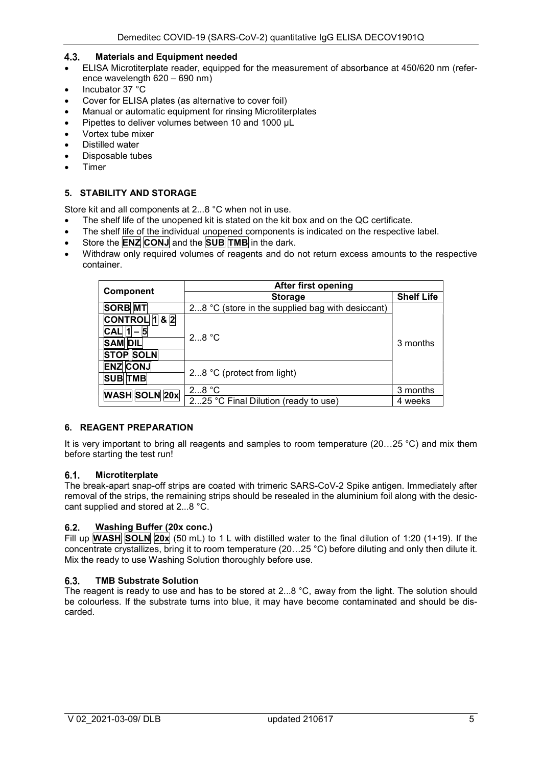### 4.3. Materials and Equipment needed

- ELISA Microtiterplate reader, equipped for the measurement of absorbance at 450/620 nm (reference wavelength 620 – 690 nm)
- Incubator 37 °C
- Cover for ELISA plates (as alternative to cover foil)
- Manual or automatic equipment for rinsing Microtiterplates
- Pipettes to deliver volumes between 10 and 1000 µL
- Vortex tube mixer
- Distilled water
- Disposable tubes
- Timer

## 5. STABILITY AND STORAGE

Store kit and all components at 2...8 °C when not in use.

- The shelf life of the unopened kit is stated on the kit box and on the QC certificate.
- The shelf life of the individual unopened components is indicated on the respective label.
- Store the **ENZ CONJ** and the **SUB TMB** in the dark.
- Withdraw only required volumes of reagents and do not return excess amounts to the respective container.

| Component | After first opening | |
|---|---|---|
| | **Storage** | **Shelf Life** |
| **SORB MT** | 2...8 °C (store in the supplied bag with desiccant) | 3 months |
| **CONTROL 1 & 2**<br>**CAL 1 – 5**<br>**SAM DIL**<br>**STOP SOLN** | 2...8 °C | 3 months |
| **ENZ CONJ**<br>**SUB TMB** | 2...8 °C (protect from light) | 3 months |
| **WASH SOLN 20x** | 2...8 °C | 3 months |
| | 2...25 °C Final Dilution (ready to use) | 4 weeks |

## 6. REAGENT PREPARATION

It is very important to bring all reagents and samples to room temperature (20…25 °C) and mix them before starting the test run!

### 6.1. Microtiterplate

The break-apart snap-off strips are coated with trimeric SARS-CoV-2 Spike antigen. Immediately after removal of the strips, the remaining strips should be resealed in the aluminium foil along with the desiccant supplied and stored at 2...8 °C.

### 6.2. Washing Buffer (20x conc.)

Fill up **WASH SOLN 20x** (50 mL) to 1 L with distilled water to the final dilution of 1:20 (1+19). If the concentrate crystallizes, bring it to room temperature (20…25 °C) before diluting and only then dilute it. Mix the ready to use Washing Solution thoroughly before use.

### 6.3. TMB Substrate Solution

The reagent is ready to use and has to be stored at 2...8 °C, away from the light. The solution should be colourless. If the substrate turns into blue, it may have become contaminated and should be discarded.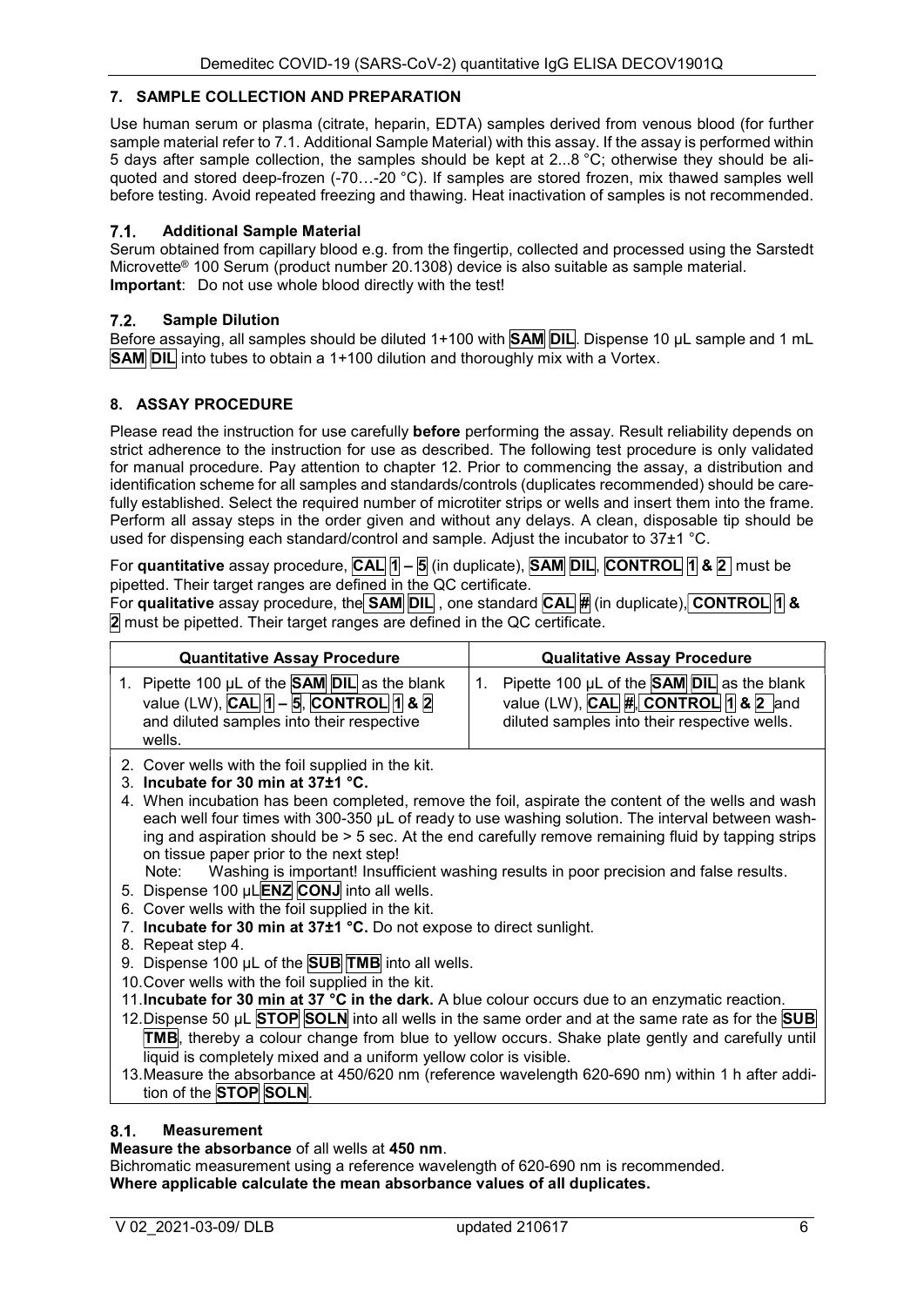## 7. SAMPLE COLLECTION AND PREPARATION

Use human serum or plasma (citrate, heparin, EDTA) samples derived from venous blood (for further sample material refer to 7.1. Additional Sample Material) with this assay. If the assay is performed within 5 days after sample collection, the samples should be kept at 2...8 °C; otherwise they should be aliquoted and stored deep-frozen (-70…-20 °C). If samples are stored frozen, mix thawed samples well before testing. Avoid repeated freezing and thawing. Heat inactivation of samples is not recommended.

### 7.1. Additional Sample Material

Serum obtained from capillary blood e.g. from the fingertip, collected and processed using the Sarstedt Microvette® 100 Serum (product number 20.1308) device is also suitable as sample material.
**Important**: Do not use whole blood directly with the test!

### 7.2. Sample Dilution

Before assaying, all samples should be diluted 1+100 with **SAM DIL**. Dispense 10 µL sample and 1 mL **SAM DIL** into tubes to obtain a 1+100 dilution and thoroughly mix with a Vortex.

## 8. ASSAY PROCEDURE

Please read the instruction for use carefully **before** performing the assay. Result reliability depends on strict adherence to the instruction for use as described. The following test procedure is only validated for manual procedure. Pay attention to chapter 12. Prior to commencing the assay, a distribution and identification scheme for all samples and standards/controls (duplicates recommended) should be carefully established. Select the required number of microtiter strips or wells and insert them into the frame. Perform all assay steps in the order given and without any delays. A clean, disposable tip should be used for dispensing each standard/control and sample. Adjust the incubator to 37±1 °C.

For **quantitative** assay procedure, **CAL 1 – 5** (in duplicate), **SAM DIL**, **CONTROL 1 & 2** must be pipetted. Their target ranges are defined in the QC certificate.
For **qualitative** assay procedure, the **SAM DIL** , one standard **CAL #** (in duplicate), **CONTROL 1 & 2** must be pipetted. Their target ranges are defined in the QC certificate.

| Quantitative Assay Procedure | Qualitative Assay Procedure |
|---|---|
| 1. Pipette 100 µL of the **SAM DIL** as the blank value (LW), **CAL 1 – 5**, **CONTROL 1 & 2** and diluted samples into their respective wells. | 1. Pipette 100 µL of the **SAM DIL** as the blank value (LW), **CAL #**, **CONTROL 1 & 2** and diluted samples into their respective wells. |

2. Cover wells with the foil supplied in the kit.
3. **Incubate for 30 min at 37±1 °C.**
4. When incubation has been completed, remove the foil, aspirate the content of the wells and wash each well four times with 300-350 µL of ready to use washing solution. The interval between washing and aspiration should be > 5 sec. At the end carefully remove remaining fluid by tapping strips on tissue paper prior to the next step!
   Note: Washing is important! Insufficient washing results in poor precision and false results.
5. Dispense 100 µL **ENZ CONJ** into all wells.
6. Cover wells with the foil supplied in the kit.
7. **Incubate for 30 min at 37±1 °C.** Do not expose to direct sunlight.
8. Repeat step 4.
9. Dispense 100 µL of the **SUB TMB** into all wells.
10. Cover wells with the foil supplied in the kit.
11. **Incubate for 30 min at 37 °C in the dark.** A blue colour occurs due to an enzymatic reaction.
12. Dispense 50 µL **STOP SOLN** into all wells in the same order and at the same rate as for the **SUB TMB**, thereby a colour change from blue to yellow occurs. Shake plate gently and carefully until liquid is completely mixed and a uniform yellow color is visible.
13. Measure the absorbance at 450/620 nm (reference wavelength 620-690 nm) within 1 h after addition of the **STOP SOLN**.

### 8.1. Measurement

**Measure the absorbance** of all wells at **450 nm**.
Bichromatic measurement using a reference wavelength of 620-690 nm is recommended.
**Where applicable calculate the mean absorbance values of all duplicates.**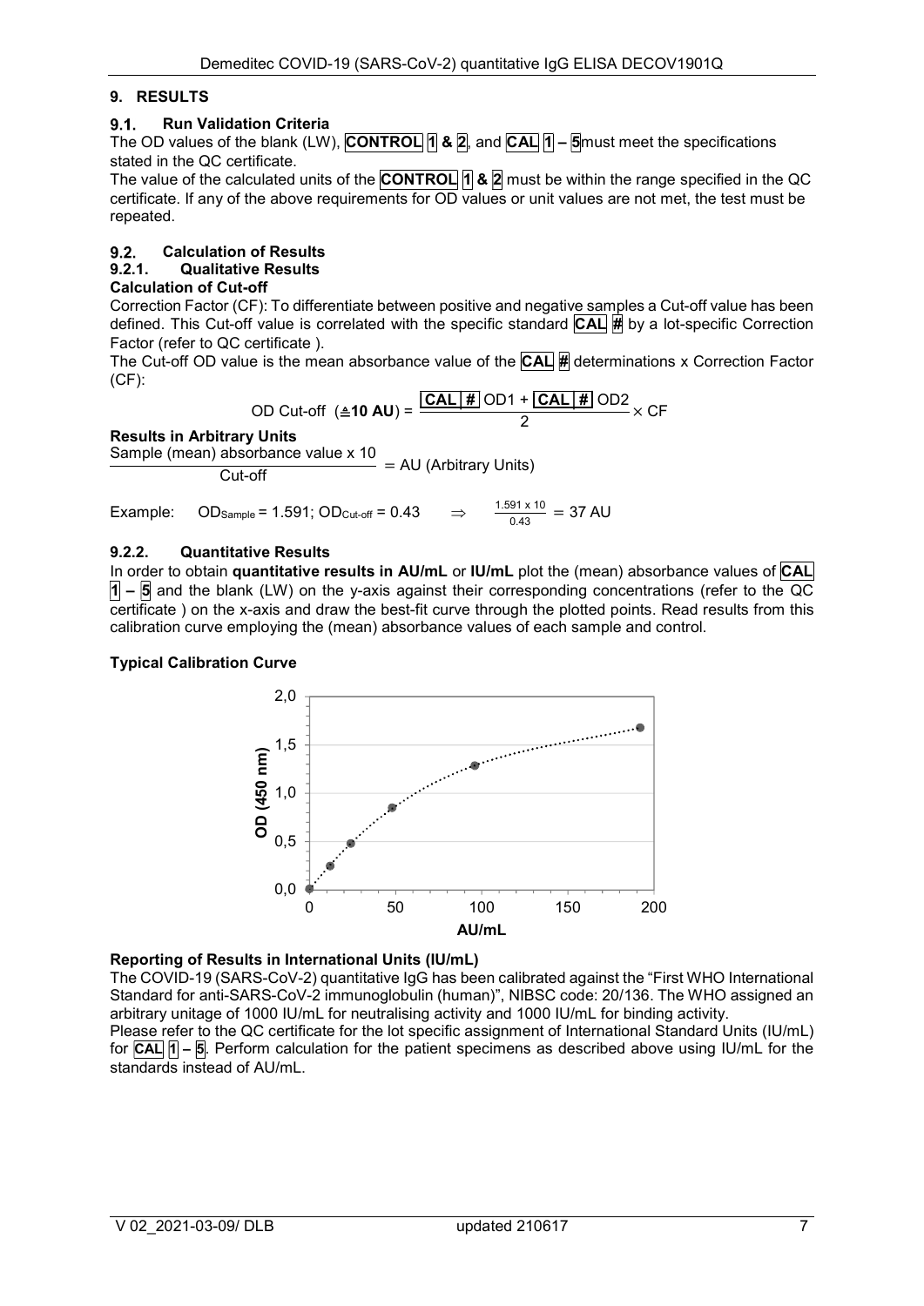## 9. RESULTS

### 9.1. Run Validation Criteria

The OD values of the blank (LW), **CONTROL** **1** **&** **2**, and **CAL** **1** **–** **5** must meet the specifications stated in the QC certificate.

The value of the calculated units of the **CONTROL** **1** **&** **2** must be within the range specified in the QC certificate. If any of the above requirements for OD values or unit values are not met, the test must be repeated.

### 9.2. Calculation of Results

#### 9.2.1. Qualitative Results

**Calculation of Cut-off**

Correction Factor (CF): To differentiate between positive and negative samples a Cut-off value has been defined. This Cut-off value is correlated with the specific standard **CAL** **#** by a lot-specific Correction Factor (refer to QC certificate ).

The Cut-off OD value is the mean absorbance value of the **CAL** **#** determinations x Correction Factor (CF):

$$\text{OD Cut-off } (\triangleq \mathbf{10\ AU}) = \frac{\text{CAL \# OD1} + \text{CAL \# OD2}}{2} \times \text{CF}$$

**Results in Arbitrary Units**

$$\frac{\text{Sample (mean) absorbance value x 10}}{\text{Cut-off}} = \text{AU (Arbitrary Units)}$$

Example: $OD_{Sample} = 1.591$; $OD_{Cut\text{-}off} = 0.43 \Rightarrow \frac{1.591 \times 10}{0.43} = 37$ AU

#### 9.2.2. Quantitative Results

In order to obtain **quantitative results in AU/mL** or **IU/mL** plot the (mean) absorbance values of **CAL** **1** **–** **5** and the blank (LW) on the y-axis against their corresponding concentrations (refer to the QC certificate ) on the x-axis and draw the best-fit curve through the plotted points. Read results from this calibration curve employing the (mean) absorbance values of each sample and control.

**Typical Calibration Curve**

**Reporting of Results in International Units (IU/mL)**

The COVID-19 (SARS-CoV-2) quantitative IgG has been calibrated against the "First WHO International Standard for anti-SARS-CoV-2 immunoglobulin (human)", NIBSC code: 20/136. The WHO assigned an arbitrary unitage of 1000 IU/mL for neutralising activity and 1000 IU/mL for binding activity.

Please refer to the QC certificate for the lot specific assignment of International Standard Units (IU/mL) for **CAL** **1** **–** **5**. Perform calculation for the patient specimens as described above using IU/mL for the standards instead of AU/mL.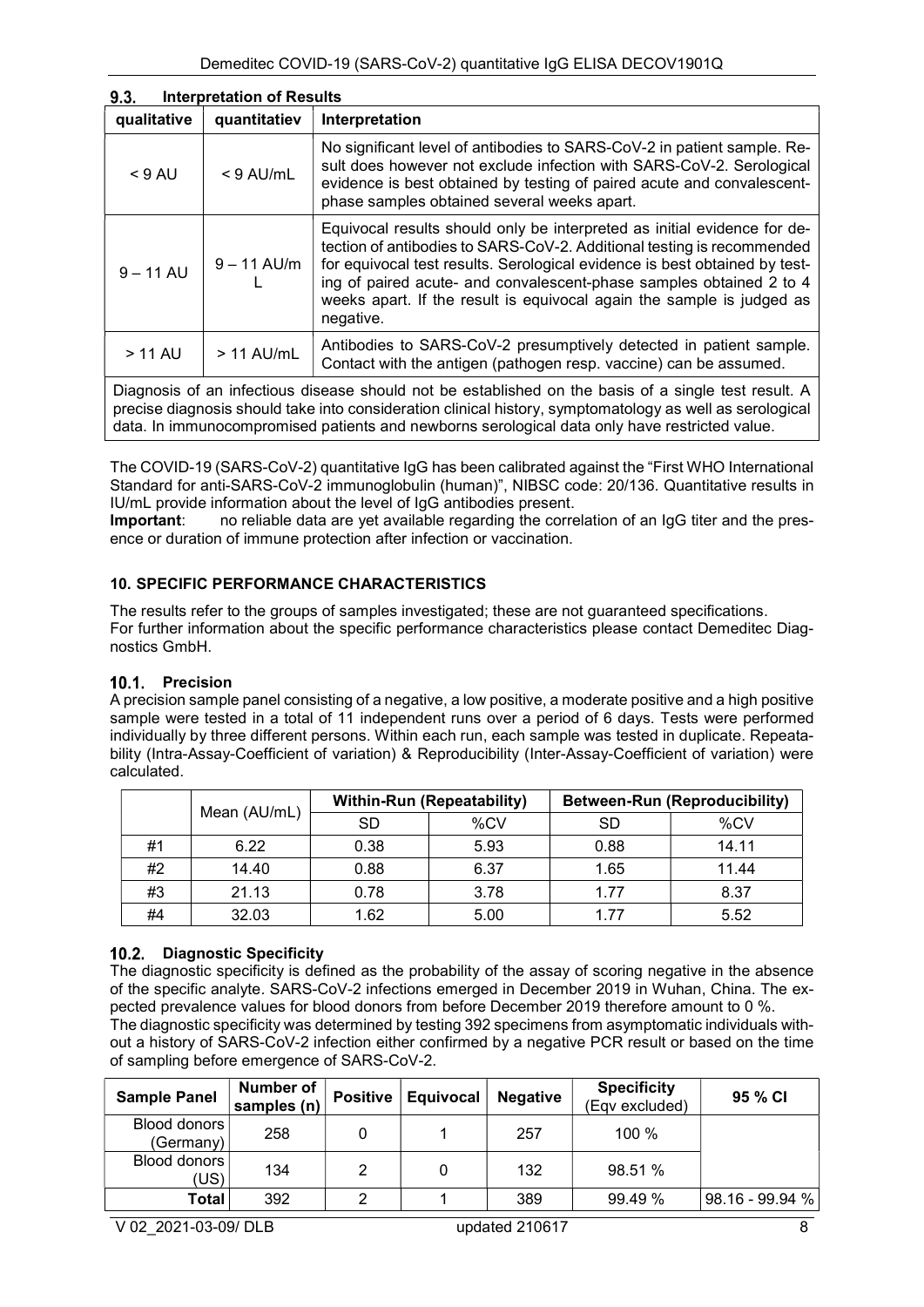### 9.3. Interpretation of Results

| qualitative | quantitatiev | Interpretation |
|---|---|---|
| < 9 AU | < 9 AU/mL | No significant level of antibodies to SARS-CoV-2 in patient sample. Result does however not exclude infection with SARS-CoV-2. Serological evidence is best obtained by testing of paired acute and convalescent-phase samples obtained several weeks apart. |
| 9 – 11 AU | 9 – 11 AU/mL | Equivocal results should only be interpreted as initial evidence for detection of antibodies to SARS-CoV-2. Additional testing is recommended for equivocal test results. Serological evidence is best obtained by testing of paired acute- and convalescent-phase samples obtained 2 to 4 weeks apart. If the result is equivocal again the sample is judged as negative. |
| > 11 AU | > 11 AU/mL | Antibodies to SARS-CoV-2 presumptively detected in patient sample. Contact with the antigen (pathogen resp. vaccine) can be assumed. |
| Diagnosis of an infectious disease should not be established on the basis of a single test result. A precise diagnosis should take into consideration clinical history, symptomatology as well as serological data. In immunocompromised patients and newborns serological data only have restricted value. | | |

The COVID-19 (SARS-CoV-2) quantitative IgG has been calibrated against the "First WHO International Standard for anti-SARS-CoV-2 immunoglobulin (human)", NIBSC code: 20/136. Quantitative results in IU/mL provide information about the level of IgG antibodies present.

**Important**: no reliable data are yet available regarding the correlation of an IgG titer and the presence or duration of immune protection after infection or vaccination.

## 10. SPECIFIC PERFORMANCE CHARACTERISTICS

The results refer to the groups of samples investigated; these are not guaranteed specifications.
For further information about the specific performance characteristics please contact Demeditec Diagnostics GmbH.

### 10.1. Precision

A precision sample panel consisting of a negative, a low positive, a moderate positive and a high positive sample were tested in a total of 11 independent runs over a period of 6 days. Tests were performed individually by three different persons. Within each run, each sample was tested in duplicate. Repeatability (Intra-Assay-Coefficient of variation) & Reproducibility (Inter-Assay-Coefficient of variation) were calculated.

| | Mean (AU/mL) | Within-Run (Repeatability) | | Between-Run (Reproducibility) | |
|---|---|---|---|---|---|
| | | SD | %CV | SD | %CV |
| #1 | 6.22 | 0.38 | 5.93 | 0.88 | 14.11 |
| #2 | 14.40 | 0.88 | 6.37 | 1.65 | 11.44 |
| #3 | 21.13 | 0.78 | 3.78 | 1.77 | 8.37 |
| #4 | 32.03 | 1.62 | 5.00 | 1.77 | 5.52 |

### 10.2. Diagnostic Specificity

The diagnostic specificity is defined as the probability of the assay of scoring negative in the absence of the specific analyte. SARS-CoV-2 infections emerged in December 2019 in Wuhan, China. The expected prevalence values for blood donors from before December 2019 therefore amount to 0 %.
The diagnostic specificity was determined by testing 392 specimens from asymptomatic individuals without a history of SARS-CoV-2 infection either confirmed by a negative PCR result or based on the time of sampling before emergence of SARS-CoV-2.

| Sample Panel | Number of samples (n) | Positive | Equivocal | Negative | Specificity (Eqv excluded) | 95 % CI |
|---|---|---|---|---|---|---|
| Blood donors (Germany) | 258 | 0 | 1 | 257 | 100 % | |
| Blood donors (US) | 134 | 2 | 0 | 132 | 98.51 % | |
| Total | 392 | 2 | 1 | 389 | 99.49 % | 98.16 - 99.94 % |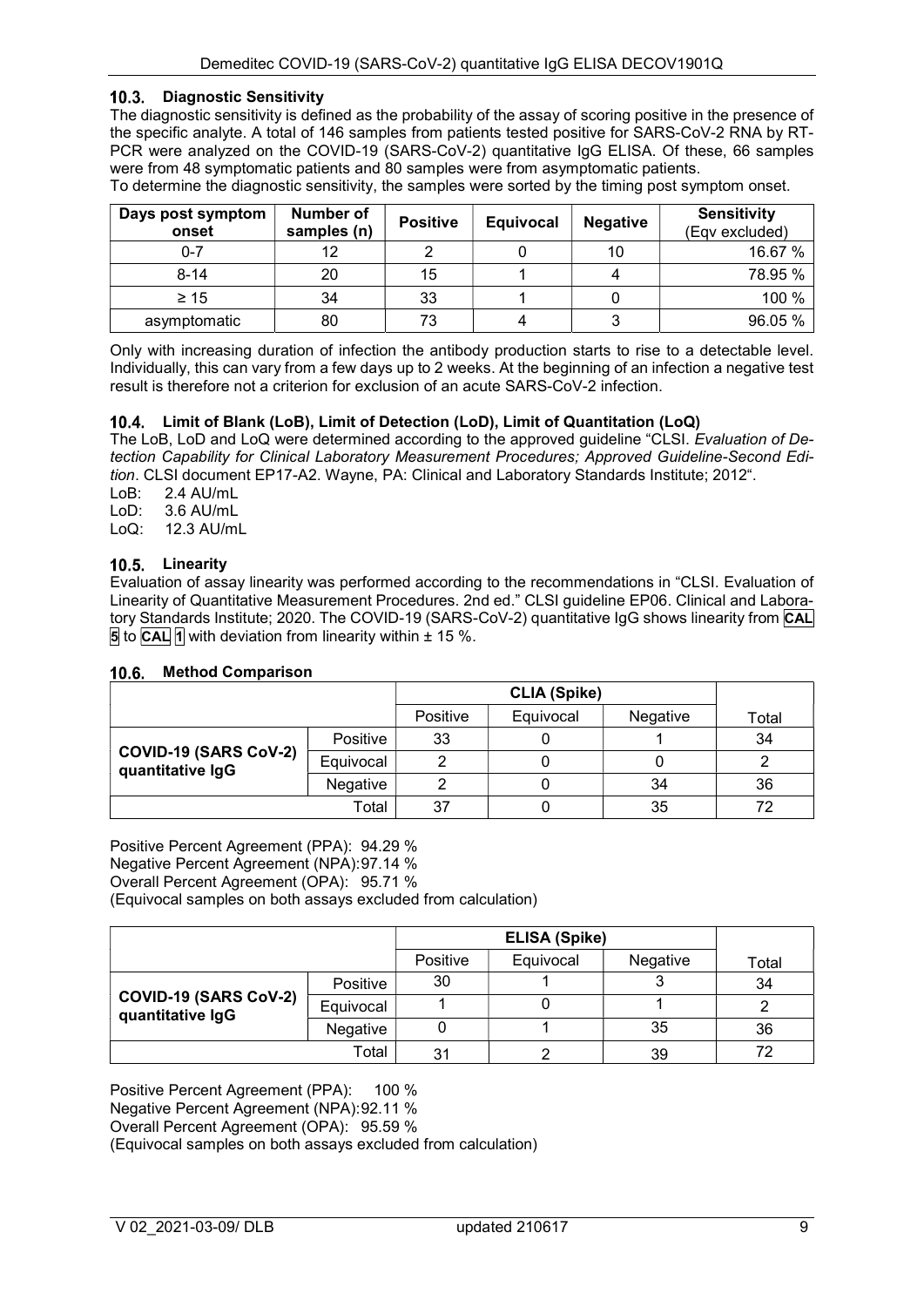## 10.3. Diagnostic Sensitivity

The diagnostic sensitivity is defined as the probability of the assay of scoring positive in the presence of the specific analyte. A total of 146 samples from patients tested positive for SARS-CoV-2 RNA by RT-PCR were analyzed on the COVID-19 (SARS-CoV-2) quantitative IgG ELISA. Of these, 66 samples were from 48 symptomatic patients and 80 samples were from asymptomatic patients.

To determine the diagnostic sensitivity, the samples were sorted by the timing post symptom onset.

| Days post symptom onset | Number of samples (n) | Positive | Equivocal | Negative | Sensitivity (Eqv excluded) |
|---|---|---|---|---|---|
| 0-7 | 12 | 2 | 0 | 10 | 16.67 % |
| 8-14 | 20 | 15 | 1 | 4 | 78.95 % |
| ≥ 15 | 34 | 33 | 1 | 0 | 100 % |
| asymptomatic | 80 | 73 | 4 | 3 | 96.05 % |

Only with increasing duration of infection the antibody production starts to rise to a detectable level. Individually, this can vary from a few days up to 2 weeks. At the beginning of an infection a negative test result is therefore not a criterion for exclusion of an acute SARS-CoV-2 infection.

## 10.4. Limit of Blank (LoB), Limit of Detection (LoD), Limit of Quantitation (LoQ)

The LoB, LoD and LoQ were determined according to the approved guideline "CLSI. *Evaluation of Detection Capability for Clinical Laboratory Measurement Procedures; Approved Guideline-Second Edition*. CLSI document EP17-A2. Wayne, PA: Clinical and Laboratory Standards Institute; 2012".

LoB: 2.4 AU/mL
LoD: 3.6 AU/mL
LoQ: 12.3 AU/mL

## 10.5. Linearity

Evaluation of assay linearity was performed according to the recommendations in "CLSI. Evaluation of Linearity of Quantitative Measurement Procedures. 2nd ed." CLSI guideline EP06. Clinical and Laboratory Standards Institute; 2020. The COVID-19 (SARS-CoV-2) quantitative IgG shows linearity from **CAL 5** to **CAL 1** with deviation from linearity within ± 15 %.

## 10.6. Method Comparison

| | | CLIA (Spike) | | | |
|---|---|---|---|---|---|
| | | Positive | Equivocal | Negative | Total |
| **COVID-19 (SARS CoV-2) quantitative IgG** | Positive | 33 | 0 | 1 | 34 |
| | Equivocal | 2 | 0 | 0 | 2 |
| | Negative | 2 | 0 | 34 | 36 |
| | Total | 37 | 0 | 35 | 72 |

Positive Percent Agreement (PPA): 94.29 %
Negative Percent Agreement (NPA): 97.14 %
Overall Percent Agreement (OPA): 95.71 %
(Equivocal samples on both assays excluded from calculation)

| | | ELISA (Spike) | | | |
|---|---|---|---|---|---|
| | | Positive | Equivocal | Negative | Total |
| **COVID-19 (SARS CoV-2) quantitative IgG** | Positive | 30 | 1 | 3 | 34 |
| | Equivocal | 1 | 0 | 1 | 2 |
| | Negative | 0 | 1 | 35 | 36 |
| | Total | 31 | 2 | 39 | 72 |

Positive Percent Agreement (PPA): 100 %
Negative Percent Agreement (NPA): 92.11 %
Overall Percent Agreement (OPA): 95.59 %
(Equivocal samples on both assays excluded from calculation)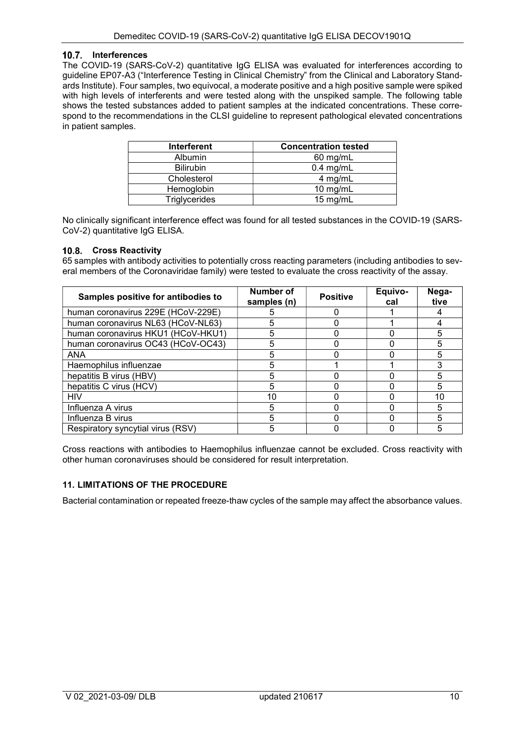### 10.7. Interferences

The COVID-19 (SARS-CoV-2) quantitative IgG ELISA was evaluated for interferences according to guideline EP07-A3 ("Interference Testing in Clinical Chemistry" from the Clinical and Laboratory Standards Institute). Four samples, two equivocal, a moderate positive and a high positive sample were spiked with high levels of interferents and were tested along with the unspiked sample. The following table shows the tested substances added to patient samples at the indicated concentrations. These correspond to the recommendations in the CLSI guideline to represent pathological elevated concentrations in patient samples.

| Interferent | Concentration tested |
|---|---|
| Albumin | 60 mg/mL |
| Bilirubin | 0.4 mg/mL |
| Cholesterol | 4 mg/mL |
| Hemoglobin | 10 mg/mL |
| Triglycerides | 15 mg/mL |

No clinically significant interference effect was found for all tested substances in the COVID-19 (SARS-CoV-2) quantitative IgG ELISA.

### 10.8. Cross Reactivity

65 samples with antibody activities to potentially cross reacting parameters (including antibodies to several members of the Coronaviridae family) were tested to evaluate the cross reactivity of the assay.

| Samples positive for antibodies to | Number of samples (n) | Positive | Equivocal | Negative |
|---|---|---|---|---|
| human coronavirus 229E (HCoV-229E) | 5 | 0 | 1 | 4 |
| human coronavirus NL63 (HCoV-NL63) | 5 | 0 | 1 | 4 |
| human coronavirus HKU1 (HCoV-HKU1) | 5 | 0 | 0 | 5 |
| human coronavirus OC43 (HCoV-OC43) | 5 | 0 | 0 | 5 |
| ANA | 5 | 0 | 0 | 5 |
| Haemophilus influenzae | 5 | 1 | 1 | 3 |
| hepatitis B virus (HBV) | 5 | 0 | 0 | 5 |
| hepatitis C virus (HCV) | 5 | 0 | 0 | 5 |
| HIV | 10 | 0 | 0 | 10 |
| Influenza A virus | 5 | 0 | 0 | 5 |
| Influenza B virus | 5 | 0 | 0 | 5 |
| Respiratory syncytial virus (RSV) | 5 | 0 | 0 | 5 |

Cross reactions with antibodies to Haemophilus influenzae cannot be excluded. Cross reactivity with other human coronaviruses should be considered for result interpretation.

## 11. LIMITATIONS OF THE PROCEDURE

Bacterial contamination or repeated freeze-thaw cycles of the sample may affect the absorbance values.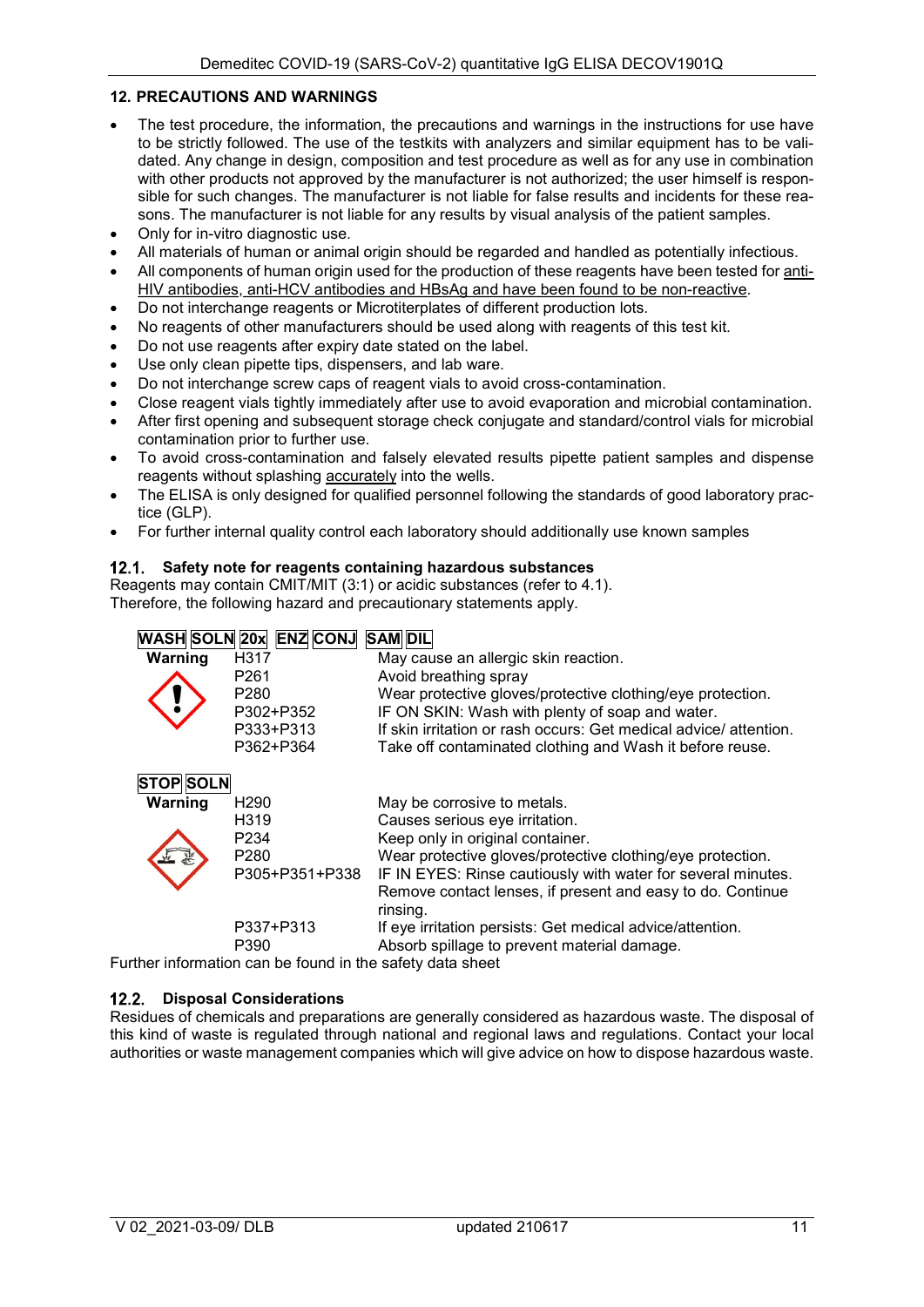## 12. PRECAUTIONS AND WARNINGS

- The test procedure, the information, the precautions and warnings in the instructions for use have to be strictly followed. The use of the testkits with analyzers and similar equipment has to be validated. Any change in design, composition and test procedure as well as for any use in combination with other products not approved by the manufacturer is not authorized; the user himself is responsible for such changes. The manufacturer is not liable for false results and incidents for these reasons. The manufacturer is not liable for any results by visual analysis of the patient samples.
- Only for in-vitro diagnostic use.
- All materials of human or animal origin should be regarded and handled as potentially infectious.
- All components of human origin used for the production of these reagents have been tested for anti-HIV antibodies, anti-HCV antibodies and HBsAg and have been found to be non-reactive.
- Do not interchange reagents or Microtiterplates of different production lots.
- No reagents of other manufacturers should be used along with reagents of this test kit.
- Do not use reagents after expiry date stated on the label.
- Use only clean pipette tips, dispensers, and lab ware.
- Do not interchange screw caps of reagent vials to avoid cross-contamination.
- Close reagent vials tightly immediately after use to avoid evaporation and microbial contamination.
- After first opening and subsequent storage check conjugate and standard/control vials for microbial contamination prior to further use.
- To avoid cross-contamination and falsely elevated results pipette patient samples and dispense reagents without splashing accurately into the wells.
- The ELISA is only designed for qualified personnel following the standards of good laboratory practice (GLP).
- For further internal quality control each laboratory should additionally use known samples

### 12.1. Safety note for reagents containing hazardous substances

Reagents may contain CMIT/MIT (3:1) or acidic substances (refer to 4.1).
Therefore, the following hazard and precautionary statements apply.

**WASH SOLN 20x ENZ CONJ SAM DIL**

| **Warning** | H317 | May cause an allergic skin reaction. |
|---|---|---|
| | P261 | Avoid breathing spray |
| | P280 | Wear protective gloves/protective clothing/eye protection. |
| | P302+P352 | IF ON SKIN: Wash with plenty of soap and water. |
| | P333+P313 | If skin irritation or rash occurs: Get medical advice/ attention. |
| | P362+P364 | Take off contaminated clothing and Wash it before reuse. |

**STOP SOLN**

| **Warning** | H290 | May be corrosive to metals. |
|---|---|---|
| | H319 | Causes serious eye irritation. |
| | P234 | Keep only in original container. |
| | P280 | Wear protective gloves/protective clothing/eye protection. |
| | P305+P351+P338 | IF IN EYES: Rinse cautiously with water for several minutes. Remove contact lenses, if present and easy to do. Continue rinsing. |
| | P337+P313 | If eye irritation persists: Get medical advice/attention. |
| | P390 | Absorb spillage to prevent material damage. |

Further information can be found in the safety data sheet

### 12.2. Disposal Considerations

Residues of chemicals and preparations are generally considered as hazardous waste. The disposal of this kind of waste is regulated through national and regional laws and regulations. Contact your local authorities or waste management companies which will give advice on how to dispose hazardous waste.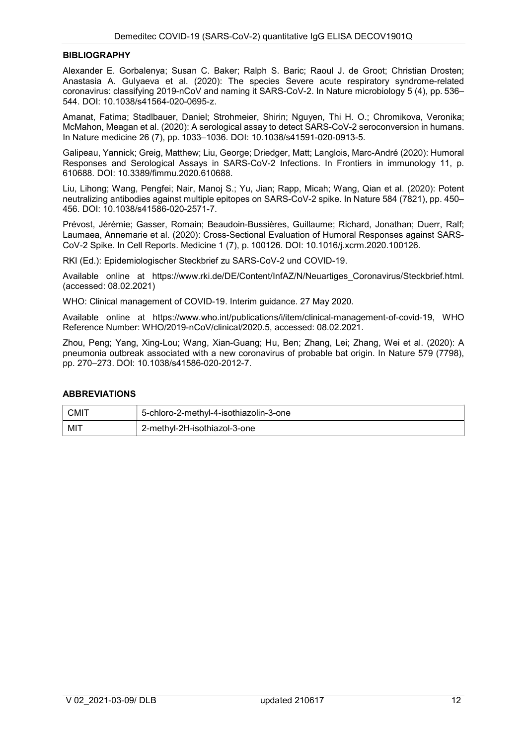### BIBLIOGRAPHY

Alexander E. Gorbalenya; Susan C. Baker; Ralph S. Baric; Raoul J. de Groot; Christian Drosten; Anastasia A. Gulyaeva et al. (2020): The species Severe acute respiratory syndrome-related coronavirus: classifying 2019-nCoV and naming it SARS-CoV-2. In Nature microbiology 5 (4), pp. 536–544. DOI: 10.1038/s41564-020-0695-z.

Amanat, Fatima; Stadlbauer, Daniel; Strohmeier, Shirin; Nguyen, Thi H. O.; Chromikova, Veronika; McMahon, Meagan et al. (2020): A serological assay to detect SARS-CoV-2 seroconversion in humans. In Nature medicine 26 (7), pp. 1033–1036. DOI: 10.1038/s41591-020-0913-5.

Galipeau, Yannick; Greig, Matthew; Liu, George; Driedger, Matt; Langlois, Marc-André (2020): Humoral Responses and Serological Assays in SARS-CoV-2 Infections. In Frontiers in immunology 11, p. 610688. DOI: 10.3389/fimmu.2020.610688.

Liu, Lihong; Wang, Pengfei; Nair, Manoj S.; Yu, Jian; Rapp, Micah; Wang, Qian et al. (2020): Potent neutralizing antibodies against multiple epitopes on SARS-CoV-2 spike. In Nature 584 (7821), pp. 450–456. DOI: 10.1038/s41586-020-2571-7.

Prévost, Jérémie; Gasser, Romain; Beaudoin-Bussières, Guillaume; Richard, Jonathan; Duerr, Ralf; Laumaea, Annemarie et al. (2020): Cross-Sectional Evaluation of Humoral Responses against SARS-CoV-2 Spike. In Cell Reports. Medicine 1 (7), p. 100126. DOI: 10.1016/j.xcrm.2020.100126.

RKI (Ed.): Epidemiologischer Steckbrief zu SARS-CoV-2 und COVID-19.

Available online at https://www.rki.de/DE/Content/InfAZ/N/Neuartiges_Coronavirus/Steckbrief.html. (accessed: 08.02.2021)

WHO: Clinical management of COVID-19. Interim guidance. 27 May 2020.

Available online at https://www.who.int/publications/i/item/clinical-management-of-covid-19, WHO Reference Number: WHO/2019-nCoV/clinical/2020.5, accessed: 08.02.2021.

Zhou, Peng; Yang, Xing-Lou; Wang, Xian-Guang; Hu, Ben; Zhang, Lei; Zhang, Wei et al. (2020): A pneumonia outbreak associated with a new coronavirus of probable bat origin. In Nature 579 (7798), pp. 270–273. DOI: 10.1038/s41586-020-2012-7.

### ABBREVIATIONS

| CMIT | 5-chloro-2-methyl-4-isothiazolin-3-one |
|---|---|
| MIT | 2-methyl-2H-isothiazol-3-one |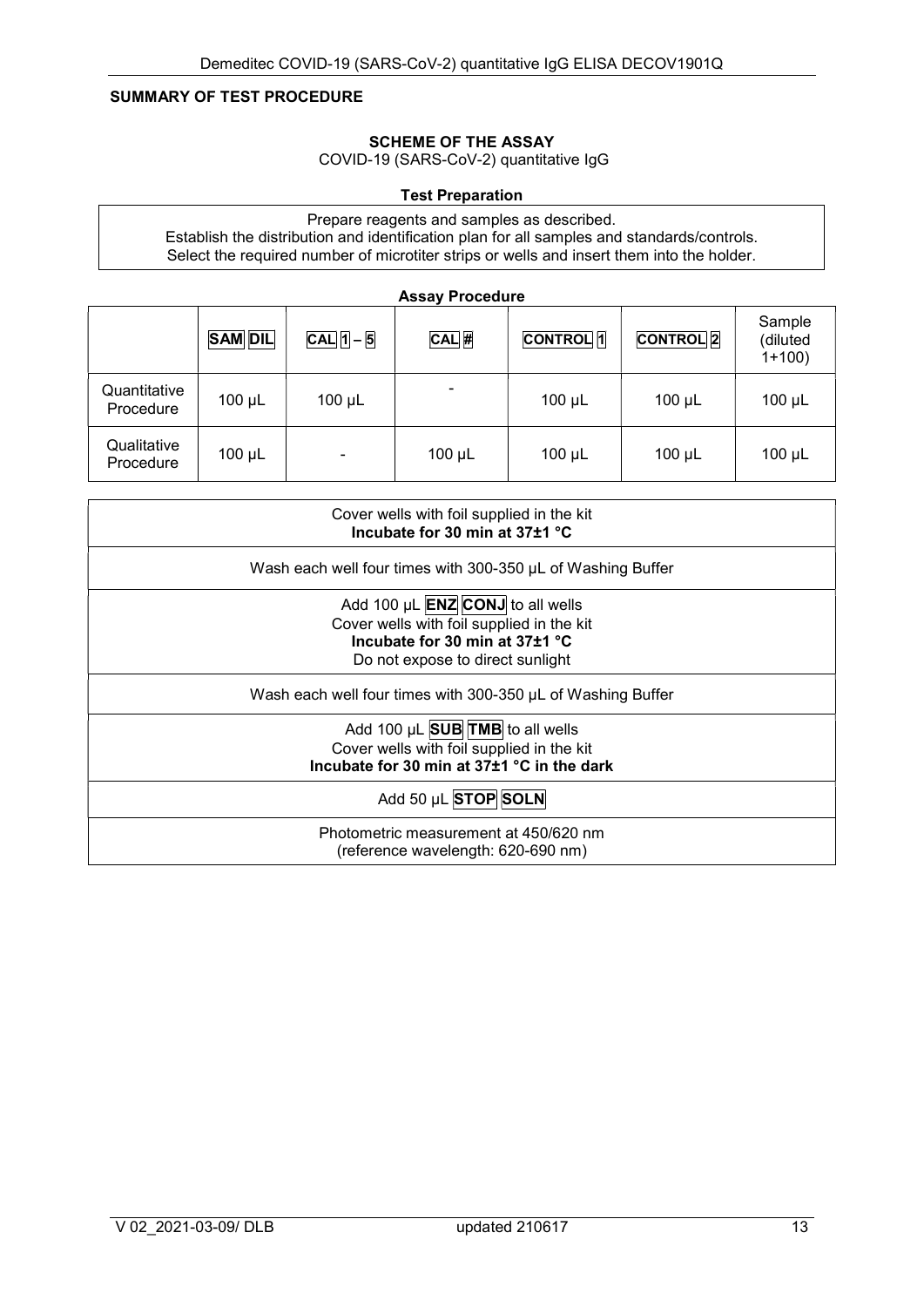## SUMMARY OF TEST PROCEDURE

### SCHEME OF THE ASSAY

COVID-19 (SARS-CoV-2) quantitative IgG

**Test Preparation**

| Prepare reagents and samples as described.<br>Establish the distribution and identification plan for all samples and standards/controls.<br>Select the required number of microtiter strips or wells and insert them into the holder. |
|---|

**Assay Procedure**

| | SAM DIL | CAL 1 – 5 | CAL # | CONTROL 1 | CONTROL 2 | Sample (diluted 1+100) |
|---|---|---|---|---|---|---|
| Quantitative Procedure | 100 µL | 100 µL | - | 100 µL | 100 µL | 100 µL |
| Qualitative Procedure | 100 µL | - | 100 µL | 100 µL | 100 µL | 100 µL |

| Cover wells with foil supplied in the kit<br>**Incubate for 30 min at 37±1 °C** |
|---|
| Wash each well four times with 300-350 µL of Washing Buffer |
| Add 100 µL **ENZ CONJ** to all wells<br>Cover wells with foil supplied in the kit<br>**Incubate for 30 min at 37±1 °C**<br>Do not expose to direct sunlight |
| Wash each well four times with 300-350 µL of Washing Buffer |
| Add 100 µL **SUB TMB** to all wells<br>Cover wells with foil supplied in the kit<br>**Incubate for 30 min at 37±1 °C in the dark** |
| Add 50 µL **STOP SOLN** |
| Photometric measurement at 450/620 nm<br>(reference wavelength: 620-690 nm) |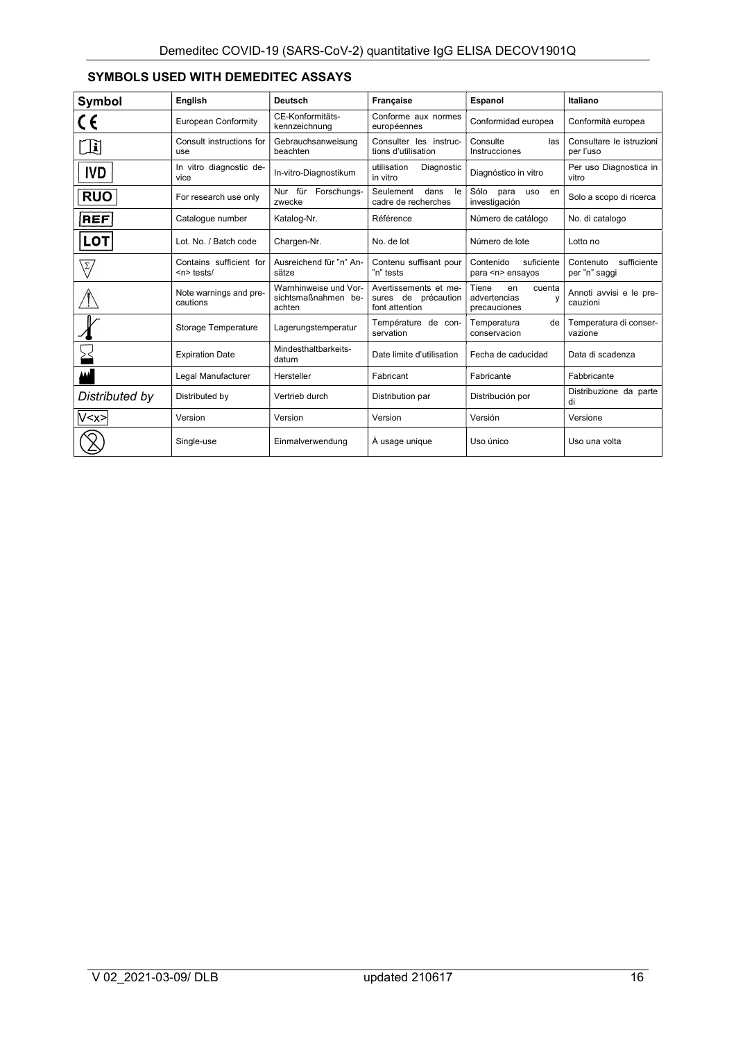## SYMBOLS USED WITH DEMEDITEC ASSAYS

| Symbol | English | Deutsch | Française | Espanol | Italiano |
|---|---|---|---|---|---|
| CE | European Conformity | CE-Konformitäts-kennzeichnung | Conforme aux normes européennes | Conformidad europea | Conformità europea |
| | Consult instructions for use | Gebrauchsanweisung beachten | Consulter les instructions d'utilisation | Consulte las Instrucciones | Consultare le istruzioni per l'uso |
| IVD | In vitro diagnostic device | In-vitro-Diagnostikum | utilisation Diagnostic in vitro | Diagnóstico in vitro | Per uso Diagnostica in vitro |
| RUO | For research use only | Nur für Forschungszwecke | Seulement dans le cadre de recherches | Sólo para uso en investigación | Solo a scopo di ricerca |
| REF | Catalogue number | Katalog-Nr. | Référence | Número de catálogo | No. di catalogo |
| LOT | Lot. No. / Batch code | Chargen-Nr. | No. de lot | Número de lote | Lotto no |
| Σ | Contains sufficient for <n> tests/ | Ausreichend für "n" Ansätze | Contenu suffisant pour "n" tests | Contenido suficiente para <n> ensayos | Contenuto sufficiente per "n" saggi |
| | Note warnings and precautions | Warnhinweise und Vorsichtsmaßnahmen beachten | Avertissements et mesures de précaution font attention | Tiene en cuenta advertencias y precauciones | Annoti avvisi e le precauzioni |
| | Storage Temperature | Lagerungstemperatur | Température de conservation | Temperatura de conservacion | Temperatura di conservazione |
| | Expiration Date | Mindesthaltbarkeitsdatum | Date limite d'utilisation | Fecha de caducidad | Data di scadenza |
| | Legal Manufacturer | Hersteller | Fabricant | Fabricante | Fabbricante |
| *Distributed by* | Distributed by | Vertrieb durch | Distribution par | Distribución por | Distribuzione da parte di |
| V<x> | Version | Version | Version | Versión | Versione |
| | Single-use | Einmalverwendung | À usage unique | Uso único | Uso una volta |